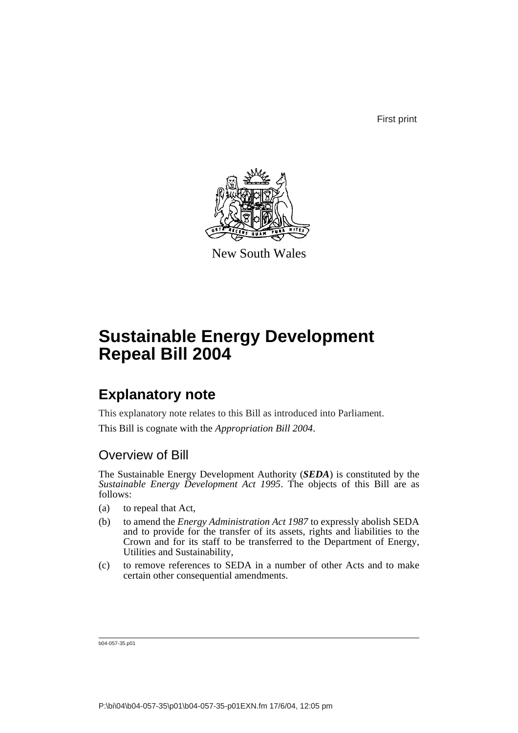First print

New South Wales

# Sustainable Energy Development Repeal Bill 2004

## Explanatory note

This explanatory note relates to this Bill as introduced into Parliament.

This Bill is cognate with the *Appropriation Bill 2004*.

### Overview of Bill

The Sustainable Energy Development Authority (***SEDA***) is constituted by the *Sustainable Energy Development Act 1995*. The objects of this Bill are as follows:

(a) to repeal that Act,

(b) to amend the *Energy Administration Act 1987* to expressly abolish SEDA and to provide for the transfer of its assets, rights and liabilities to the Crown and for its staff to be transferred to the Department of Energy, Utilities and Sustainability,

(c) to remove references to SEDA in a number of other Acts and to make certain other consequential amendments.

b04-057-35.p01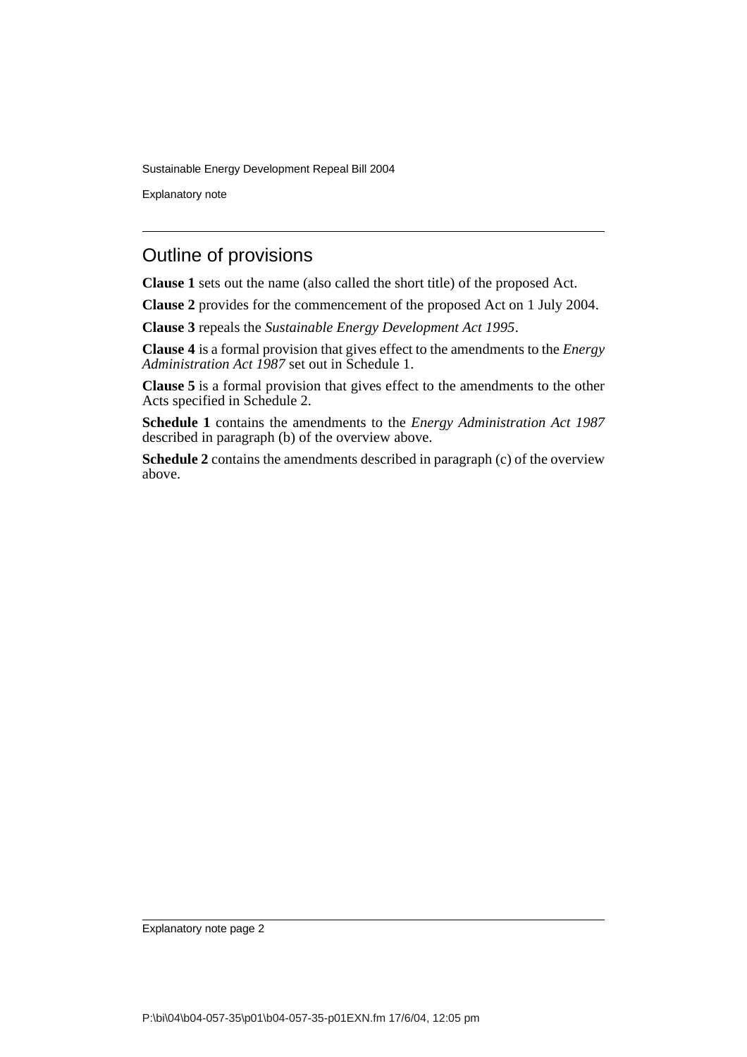## Outline of provisions

**Clause 1** sets out the name (also called the short title) of the proposed Act.

**Clause 2** provides for the commencement of the proposed Act on 1 July 2004.

**Clause 3** repeals the *Sustainable Energy Development Act 1995*.

**Clause 4** is a formal provision that gives effect to the amendments to the *Energy Administration Act 1987* set out in Schedule 1.

**Clause 5** is a formal provision that gives effect to the amendments to the other Acts specified in Schedule 2.

**Schedule 1** contains the amendments to the *Energy Administration Act 1987* described in paragraph (b) of the overview above.

**Schedule 2** contains the amendments described in paragraph (c) of the overview above.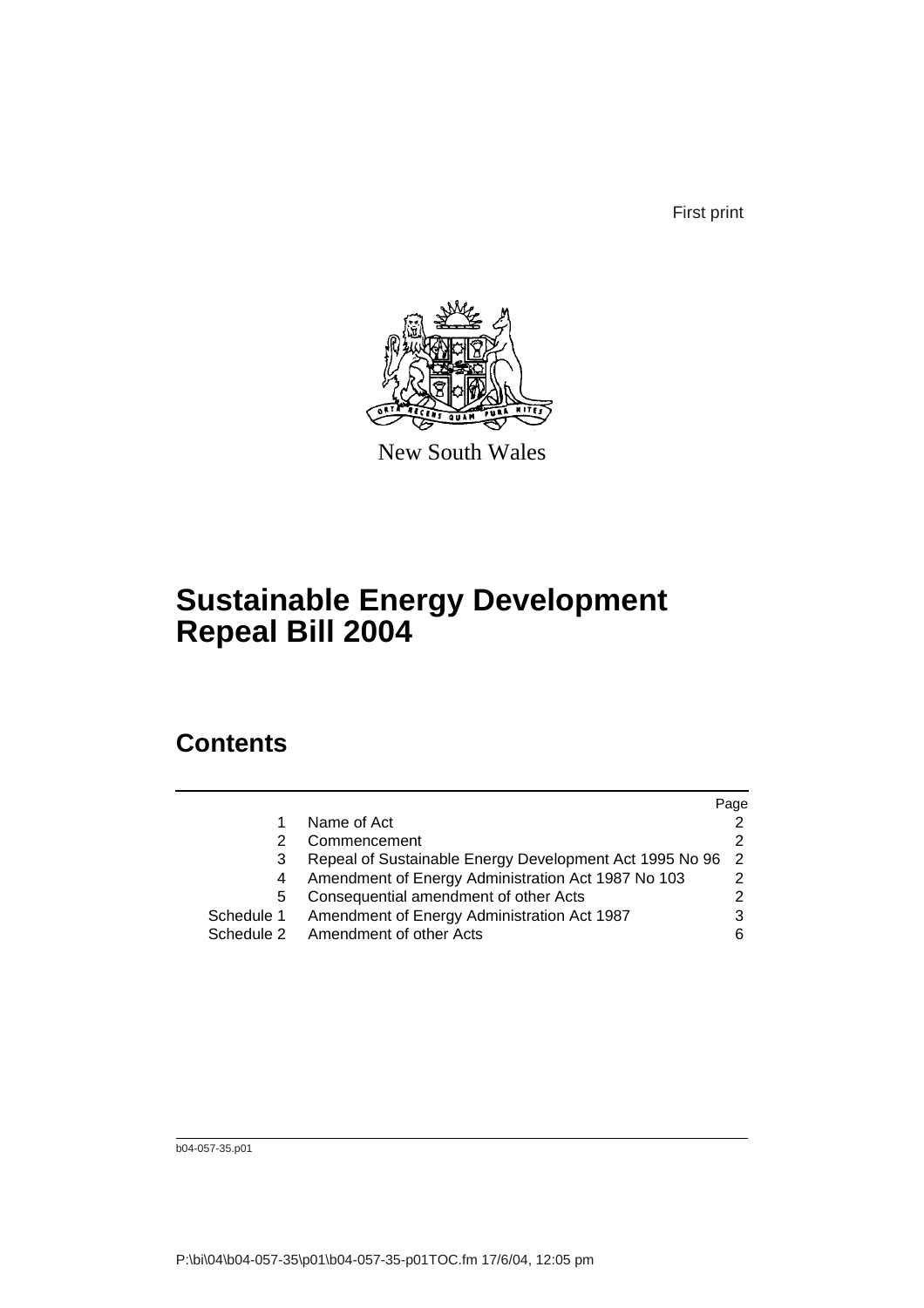First print

New South Wales

# Sustainable Energy Development Repeal Bill 2004

## Contents

| | | Page |
|---|---|---|
| 1 | Name of Act | 2 |
| 2 | Commencement | 2 |
| 3 | Repeal of Sustainable Energy Development Act 1995 No 96 | 2 |
| 4 | Amendment of Energy Administration Act 1987 No 103 | 2 |
| 5 | Consequential amendment of other Acts | 2 |
| Schedule 1 | Amendment of Energy Administration Act 1987 | 3 |
| Schedule 2 | Amendment of other Acts | 6 |

b04-057-35.p01

P:\bi\04\b04-057-35\p01\b04-057-35-p01TOC.fm 17/6/04, 12:05 pm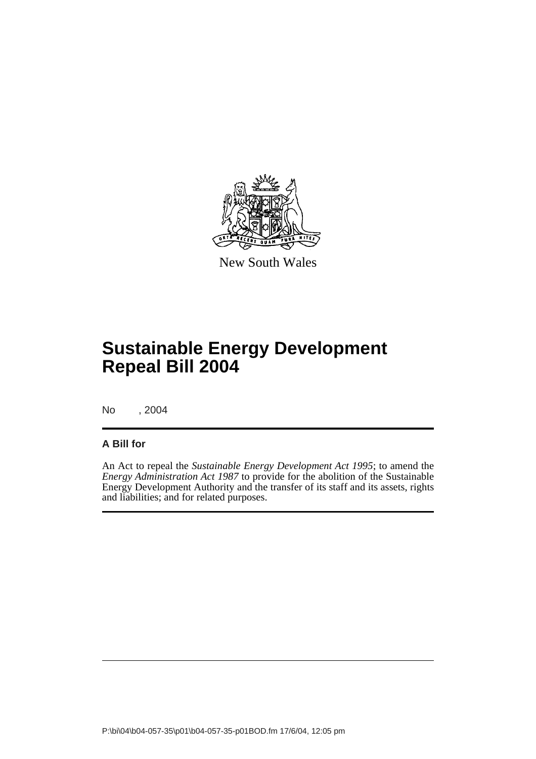New South Wales

# Sustainable Energy Development Repeal Bill 2004

No , 2004

**A Bill for**

An Act to repeal the *Sustainable Energy Development Act 1995*; to amend the *Energy Administration Act 1987* to provide for the abolition of the Sustainable Energy Development Authority and the transfer of its staff and its assets, rights and liabilities; and for related purposes.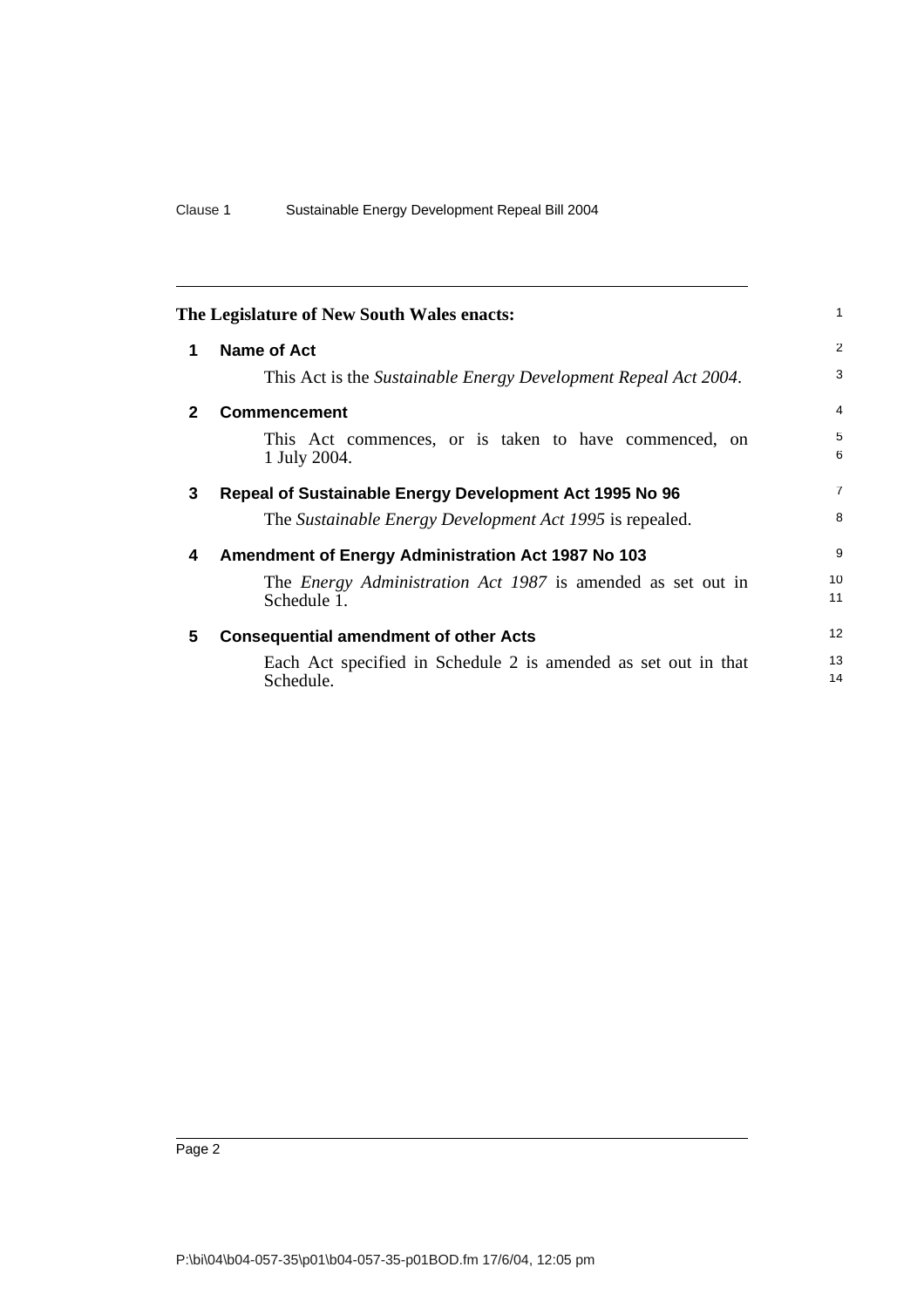**The Legislature of New South Wales enacts:**

## 1 Name of Act

This Act is the *Sustainable Energy Development Repeal Act 2004*.

## 2 Commencement

This Act commences, or is taken to have commenced, on 1 July 2004.

## 3 Repeal of Sustainable Energy Development Act 1995 No 96

The *Sustainable Energy Development Act 1995* is repealed.

## 4 Amendment of Energy Administration Act 1987 No 103

The *Energy Administration Act 1987* is amended as set out in Schedule 1.

## 5 Consequential amendment of other Acts

Each Act specified in Schedule 2 is amended as set out in that Schedule.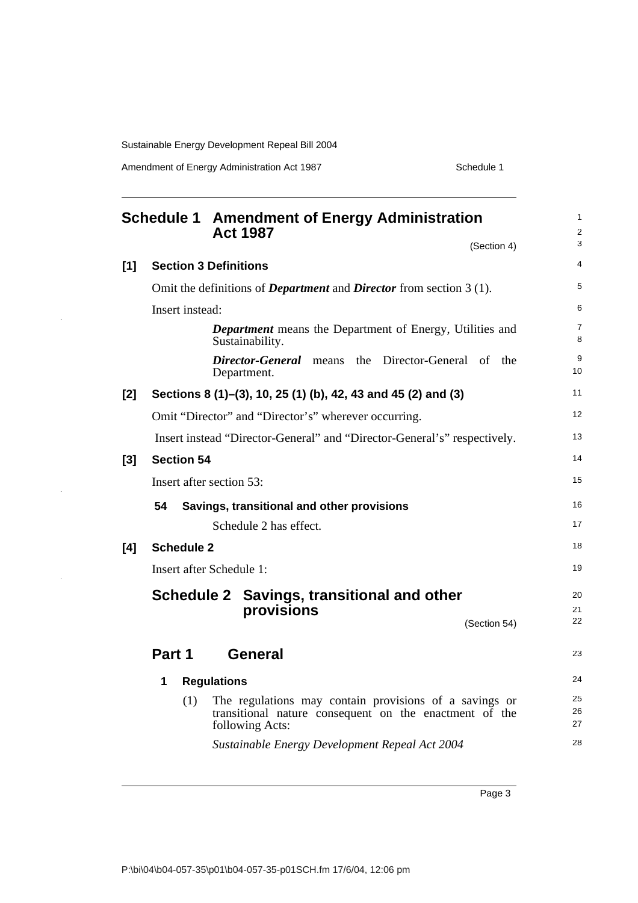# Schedule 1 Amendment of Energy Administration Act 1987

(Section 4)

**[1] Section 3 Definitions**

Omit the definitions of ***Department*** and ***Director*** from section 3 (1).

Insert instead:

> ***Department*** means the Department of Energy, Utilities and Sustainability.
>
> ***Director-General*** means the Director-General of the Department.

**[2] Sections 8 (1)–(3), 10, 25 (1) (b), 42, 43 and 45 (2) and (3)**

Omit "Director" and "Director's" wherever occurring.

Insert instead "Director-General" and "Director-General's" respectively.

**[3] Section 54**

Insert after section 53:

> **54 Savings, transitional and other provisions**
>
> Schedule 2 has effect.

**[4] Schedule 2**

Insert after Schedule 1:

## Schedule 2 Savings, transitional and other provisions

(Section 54)

### Part 1 General

**1 Regulations**

(1) The regulations may contain provisions of a savings or transitional nature consequent on the enactment of the following Acts:

*Sustainable Energy Development Repeal Act 2004*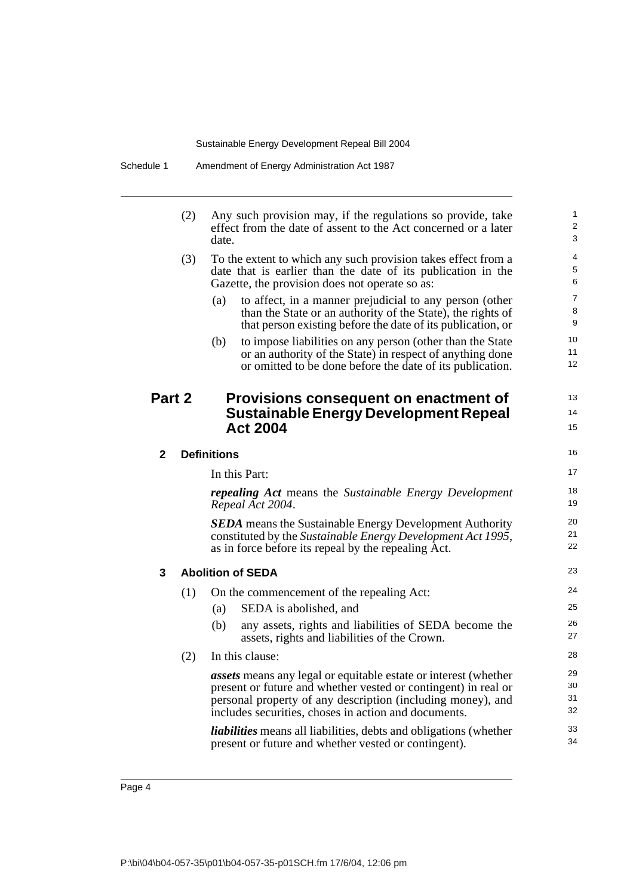(2) Any such provision may, if the regulations so provide, take effect from the date of assent to the Act concerned or a later date.

(3) To the extent to which any such provision takes effect from a date that is earlier than the date of its publication in the Gazette, the provision does not operate so as:

(a) to affect, in a manner prejudicial to any person (other than the State or an authority of the State), the rights of that person existing before the date of its publication, or

(b) to impose liabilities on any person (other than the State or an authority of the State) in respect of anything done or omitted to be done before the date of its publication.

## Part 2 Provisions consequent on enactment of Sustainable Energy Development Repeal Act 2004

### 2 Definitions

In this Part:

***repealing Act*** means the *Sustainable Energy Development Repeal Act 2004*.

***SEDA*** means the Sustainable Energy Development Authority constituted by the *Sustainable Energy Development Act 1995*, as in force before its repeal by the repealing Act.

### 3 Abolition of SEDA

(1) On the commencement of the repealing Act:

(a) SEDA is abolished, and

(b) any assets, rights and liabilities of SEDA become the assets, rights and liabilities of the Crown.

(2) In this clause:

***assets*** means any legal or equitable estate or interest (whether present or future and whether vested or contingent) in real or personal property of any description (including money), and includes securities, choses in action and documents.

***liabilities*** means all liabilities, debts and obligations (whether present or future and whether vested or contingent).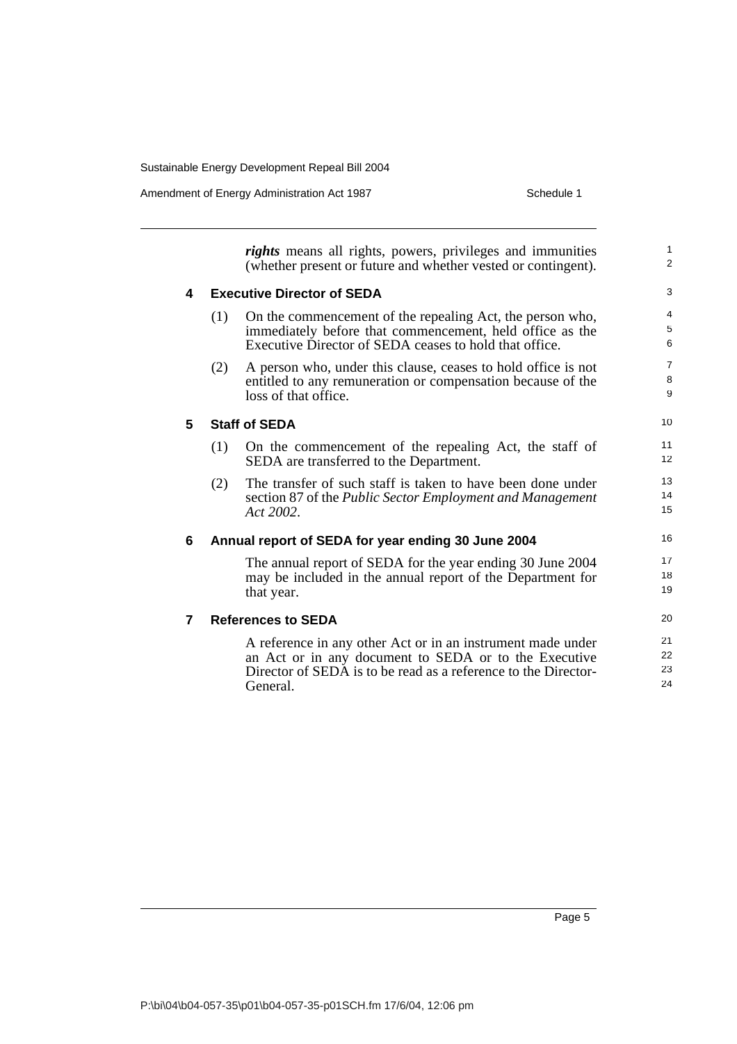***rights*** means all rights, powers, privileges and immunities (whether present or future and whether vested or contingent).

### 4 Executive Director of SEDA

(1) On the commencement of the repealing Act, the person who, immediately before that commencement, held office as the Executive Director of SEDA ceases to hold that office.

(2) A person who, under this clause, ceases to hold office is not entitled to any remuneration or compensation because of the loss of that office.

### 5 Staff of SEDA

(1) On the commencement of the repealing Act, the staff of SEDA are transferred to the Department.

(2) The transfer of such staff is taken to have been done under section 87 of the *Public Sector Employment and Management Act 2002*.

### 6 Annual report of SEDA for year ending 30 June 2004

The annual report of SEDA for the year ending 30 June 2004 may be included in the annual report of the Department for that year.

### 7 References to SEDA

A reference in any other Act or in an instrument made under an Act or in any document to SEDA or to the Executive Director of SEDA is to be read as a reference to the Director-General.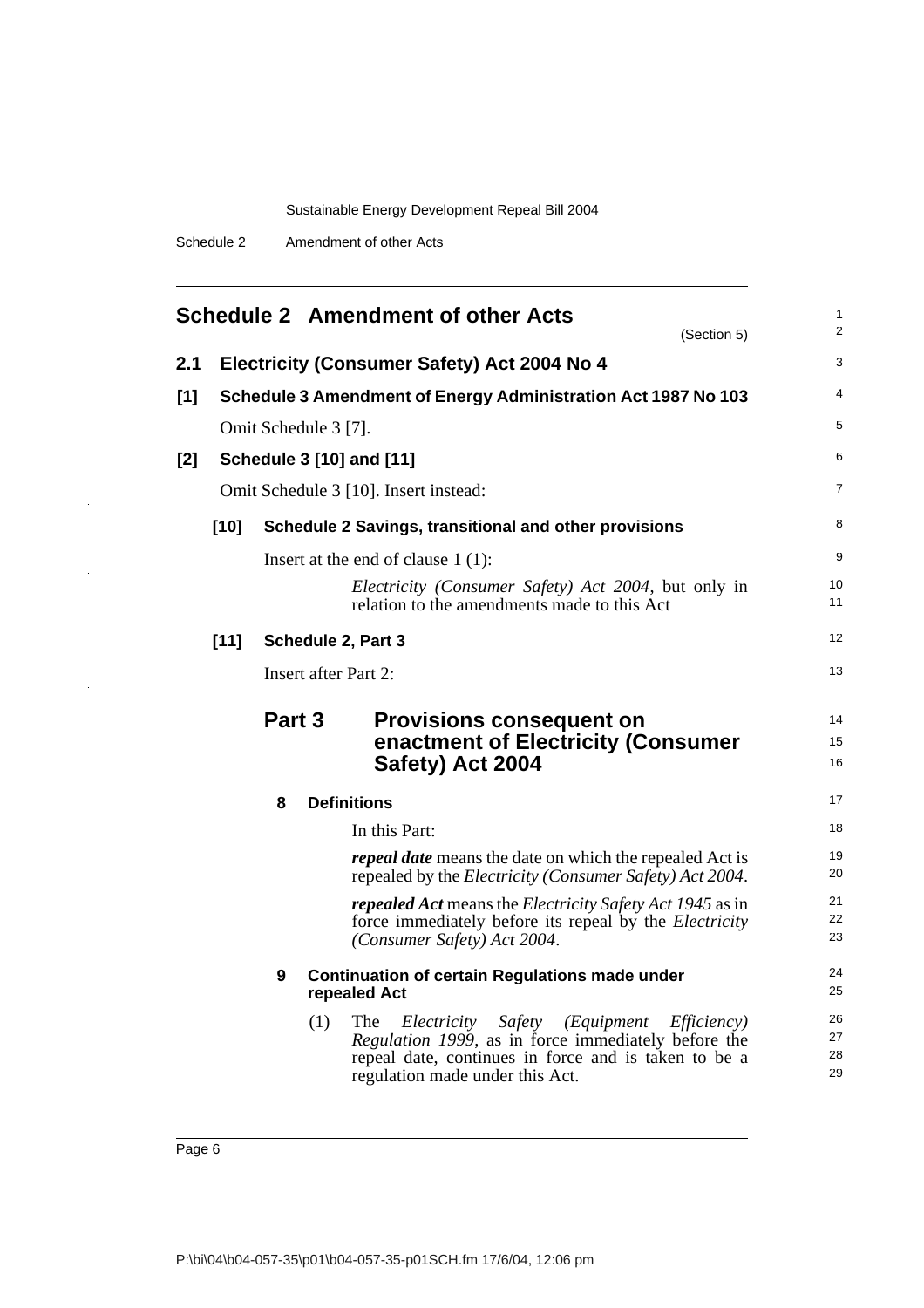## Schedule 2 Amendment of other Acts

(Section 5)

### 2.1 Electricity (Consumer Safety) Act 2004 No 4

**[1] Schedule 3 Amendment of Energy Administration Act 1987 No 103**

Omit Schedule 3 [7].

**[2] Schedule 3 [10] and [11]**

Omit Schedule 3 [10]. Insert instead:

**[10] Schedule 2 Savings, transitional and other provisions**

Insert at the end of clause 1 (1):

*Electricity (Consumer Safety) Act 2004*, but only in relation to the amendments made to this Act

**[11] Schedule 2, Part 3**

Insert after Part 2:

## Part 3 Provisions consequent on enactment of Electricity (Consumer Safety) Act 2004

**8 Definitions**

In this Part:

***repeal date*** means the date on which the repealed Act is repealed by the *Electricity (Consumer Safety) Act 2004*.

***repealed Act*** means the *Electricity Safety Act 1945* as in force immediately before its repeal by the *Electricity (Consumer Safety) Act 2004*.

**9 Continuation of certain Regulations made under repealed Act**

(1) The *Electricity Safety (Equipment Efficiency) Regulation 1999*, as in force immediately before the repeal date, continues in force and is taken to be a regulation made under this Act.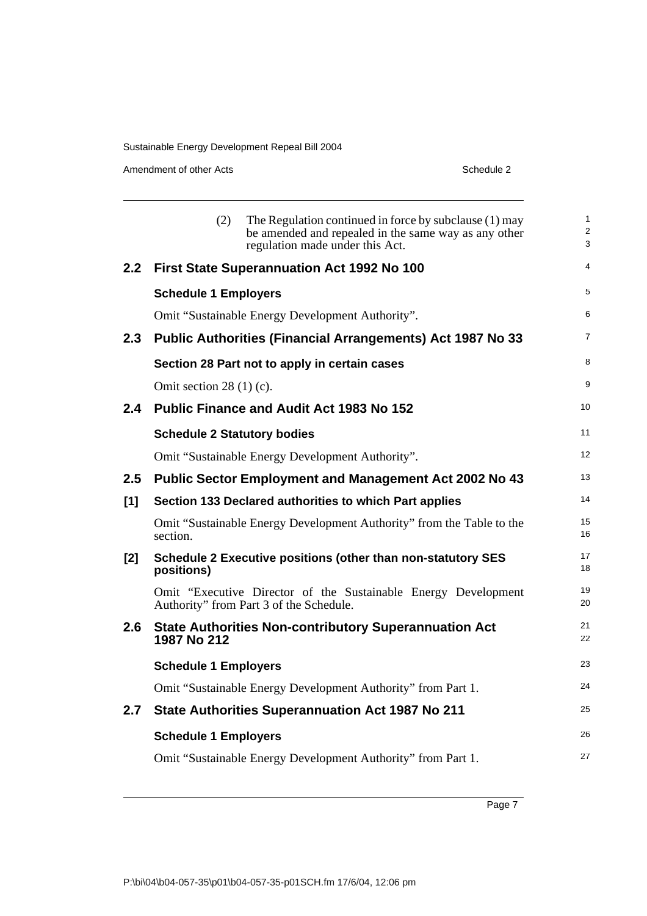(2) The Regulation continued in force by subclause (1) may be amended and repealed in the same way as any other regulation made under this Act.

## 2.2 First State Superannuation Act 1992 No 100

**Schedule 1 Employers**

Omit "Sustainable Energy Development Authority".

## 2.3 Public Authorities (Financial Arrangements) Act 1987 No 33

**Section 28 Part not to apply in certain cases**

Omit section 28 (1) (c).

## 2.4 Public Finance and Audit Act 1983 No 152

**Schedule 2 Statutory bodies**

Omit "Sustainable Energy Development Authority".

## 2.5 Public Sector Employment and Management Act 2002 No 43

**[1] Section 133 Declared authorities to which Part applies**

Omit "Sustainable Energy Development Authority" from the Table to the section.

**[2] Schedule 2 Executive positions (other than non-statutory SES positions)**

Omit "Executive Director of the Sustainable Energy Development Authority" from Part 3 of the Schedule.

## 2.6 State Authorities Non-contributory Superannuation Act 1987 No 212

**Schedule 1 Employers**

Omit "Sustainable Energy Development Authority" from Part 1.

## 2.7 State Authorities Superannuation Act 1987 No 211

**Schedule 1 Employers**

Omit "Sustainable Energy Development Authority" from Part 1.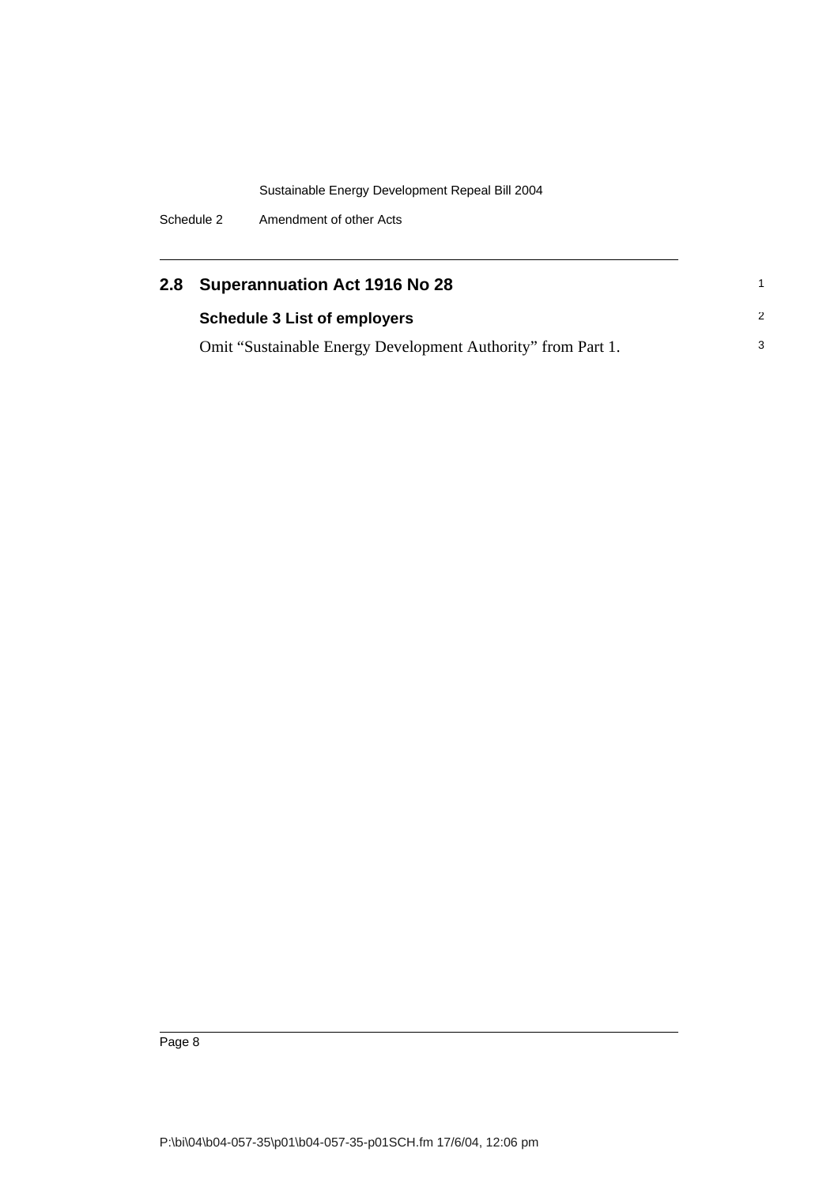## 2.8 Superannuation Act 1916 No 28

### Schedule 3 List of employers

Omit "Sustainable Energy Development Authority" from Part 1.